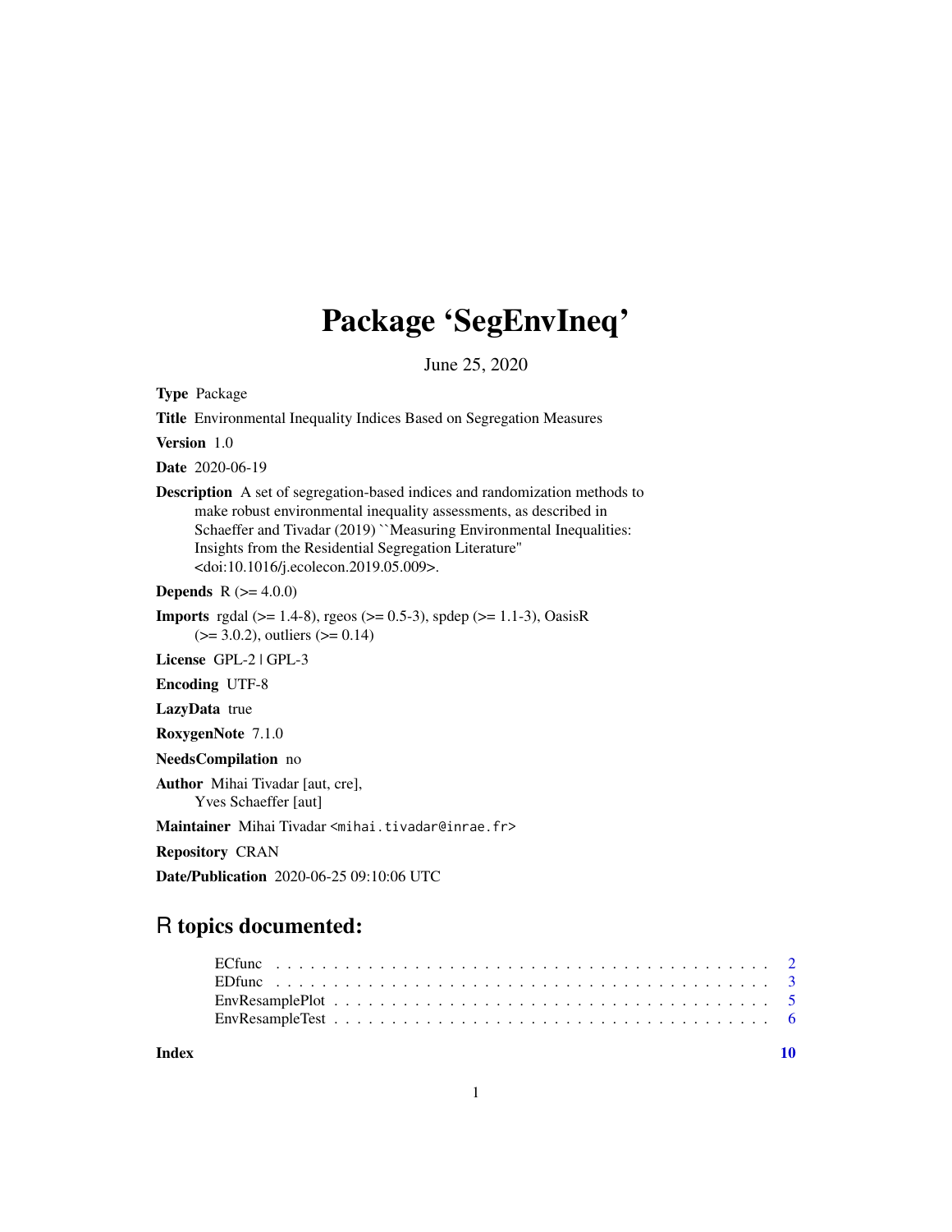# Package 'SegEnvIneq'

June 25, 2020

**Type** Package

**Title** Environmental Inequality Indices Based on Segregation Measures

**Version** 1.0

**Date** 2020-06-19

**Description** A set of segregation-based indices and randomization methods to make robust environmental inequality assessments, as described in Schaeffer and Tivadar (2019) ``Measuring Environmental Inequalities: Insights from the Residential Segregation Literature'' <doi:10.1016/j.ecolecon.2019.05.009>.

**Depends** R (>= 4.0.0)

**Imports** rgdal (>= 1.4-8), rgeos (>= 0.5-3), spdep (>= 1.1-3), OasisR (>= 3.0.2), outliers (>= 0.14)

**License** GPL-2 | GPL-3

**Encoding** UTF-8

**LazyData** true

**RoxygenNote** 7.1.0

**NeedsCompilation** no

**Author** Mihai Tivadar [aut, cre], Yves Schaeffer [aut]

**Maintainer** Mihai Tivadar <mihai.tivadar@inrae.fr>

**Repository** CRAN

**Date/Publication** 2020-06-25 09:10:06 UTC

## R topics documented:

- ECfunc . . . . . . . . . . . . . . . . . . . . . . . . . . . . . . . . . . . . . . . . . . 2
- EDfunc . . . . . . . . . . . . . . . . . . . . . . . . . . . . . . . . . . . . . . . . . . 3
- EnvResamplePlot . . . . . . . . . . . . . . . . . . . . . . . . . . . . . . . . . . . . . 5
- EnvResampleTest . . . . . . . . . . . . . . . . . . . . . . . . . . . . . . . . . . . . . 6

**Index** 10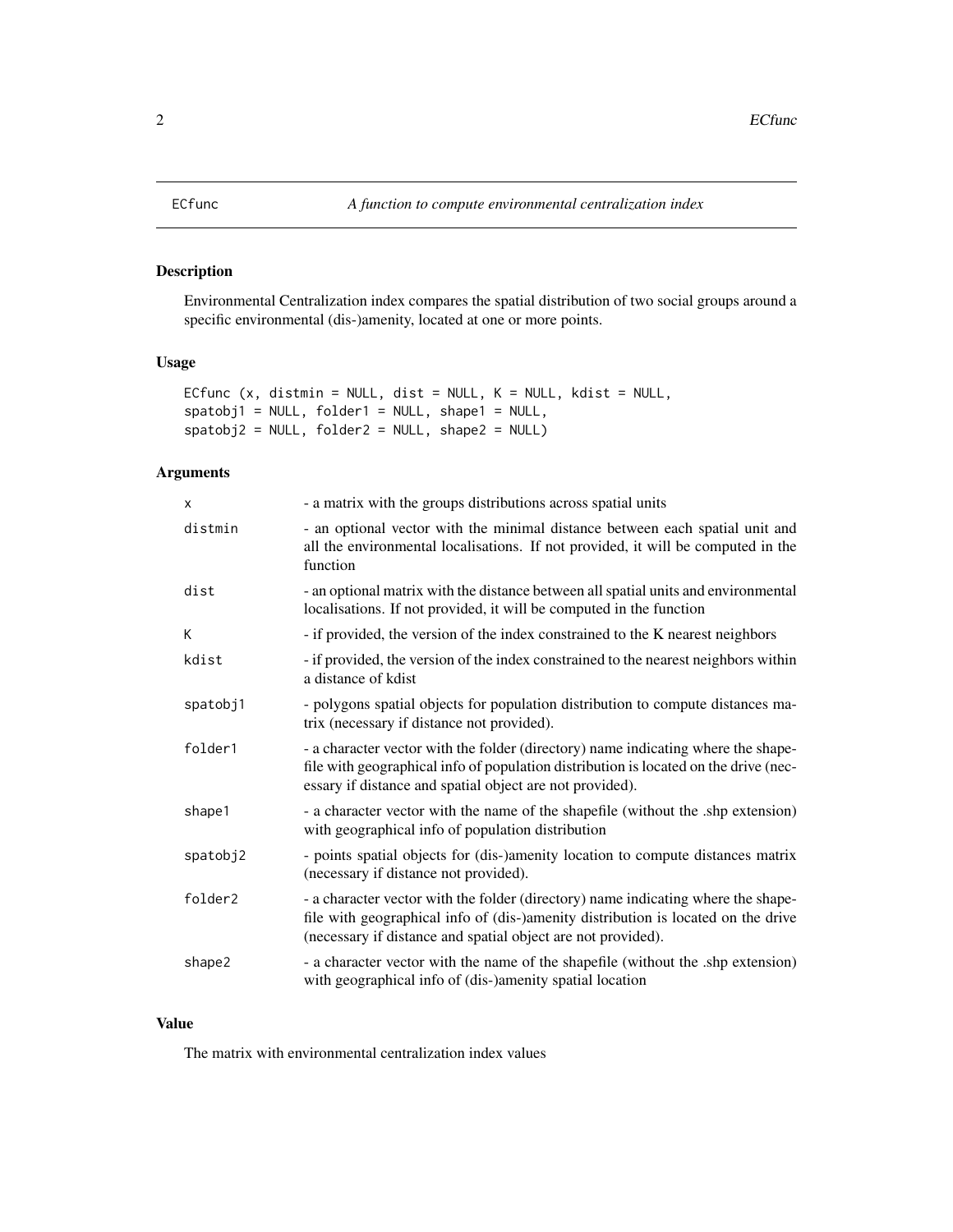ECfunc — *A function to compute environmental centralization index*

## Description

Environmental Centralization index compares the spatial distribution of two social groups around a specific environmental (dis-)amenity, located at one or more points.

## Usage

```
ECfunc (x, distmin = NULL, dist = NULL, K = NULL, kdist = NULL,
spatobj1 = NULL, folder1 = NULL, shape1 = NULL,
spatobj2 = NULL, folder2 = NULL, shape2 = NULL)
```

## Arguments

| | |
|---|---|
| x | - a matrix with the groups distributions across spatial units |
| distmin | - an optional vector with the minimal distance between each spatial unit and all the environmental localisations. If not provided, it will be computed in the function |
| dist | - an optional matrix with the distance between all spatial units and environmental localisations. If not provided, it will be computed in the function |
| K | - if provided, the version of the index constrained to the K nearest neighbors |
| kdist | - if provided, the version of the index constrained to the nearest neighbors within a distance of kdist |
| spatobj1 | - polygons spatial objects for population distribution to compute distances matrix (necessary if distance not provided). |
| folder1 | - a character vector with the folder (directory) name indicating where the shapefile with geographical info of population distribution is located on the drive (necessary if distance and spatial object are not provided). |
| shape1 | - a character vector with the name of the shapefile (without the .shp extension) with geographical info of population distribution |
| spatobj2 | - points spatial objects for (dis-)amenity location to compute distances matrix (necessary if distance not provided). |
| folder2 | - a character vector with the folder (directory) name indicating where the shapefile with geographical info of (dis-)amenity distribution is located on the drive (necessary if distance and spatial object are not provided). |
| shape2 | - a character vector with the name of the shapefile (without the .shp extension) with geographical info of (dis-)amenity spatial location |

## Value

The matrix with environmental centralization index values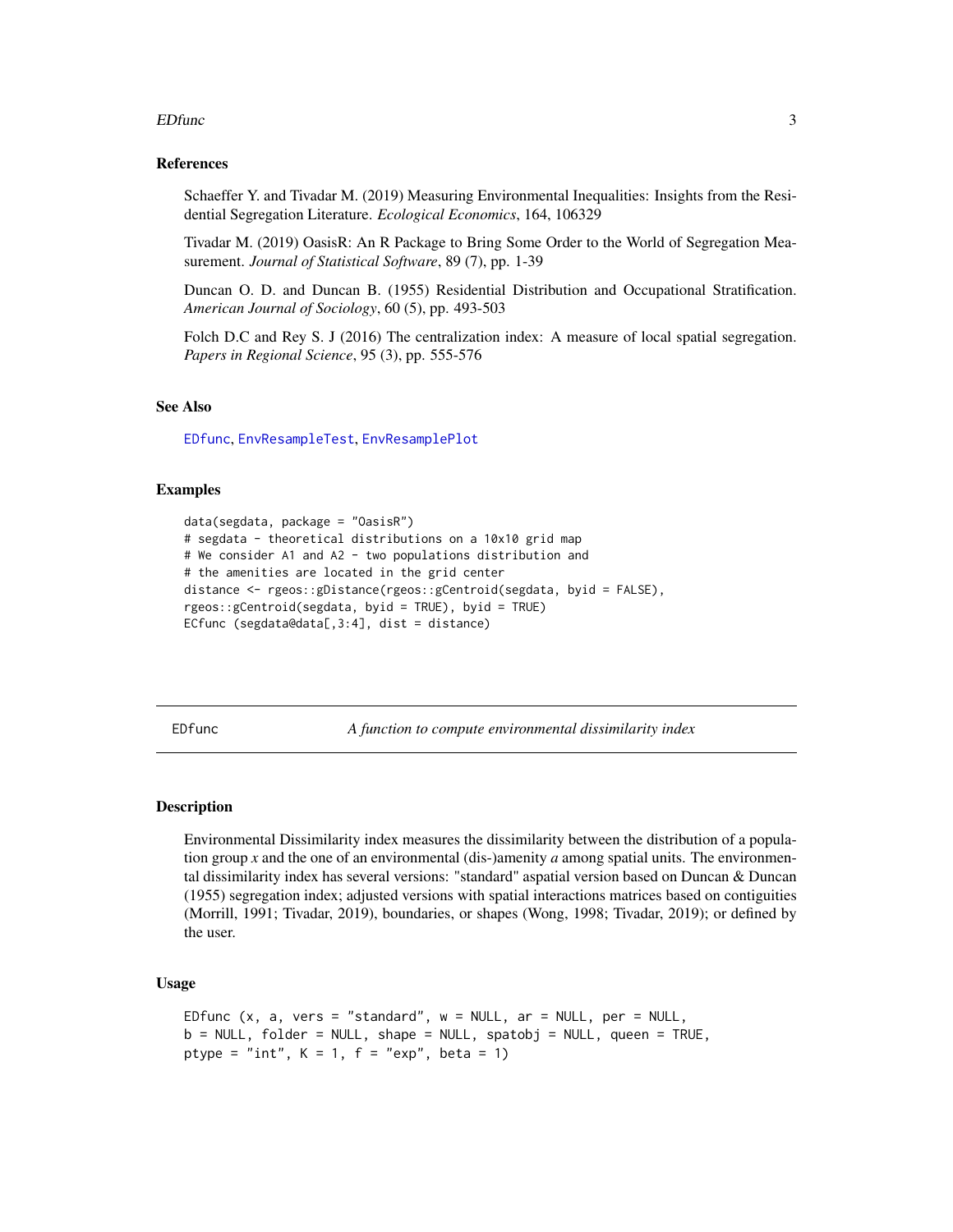### References

Schaeffer Y. and Tivadar M. (2019) Measuring Environmental Inequalities: Insights from the Residential Segregation Literature. *Ecological Economics*, 164, 106329

Tivadar M. (2019) OasisR: An R Package to Bring Some Order to the World of Segregation Measurement. *Journal of Statistical Software*, 89 (7), pp. 1-39

Duncan O. D. and Duncan B. (1955) Residential Distribution and Occupational Stratification. *American Journal of Sociology*, 60 (5), pp. 493-503

Folch D.C and Rey S. J (2016) The centralization index: A measure of local spatial segregation. *Papers in Regional Science*, 95 (3), pp. 555-576

### See Also

EDfunc, EnvResampleTest, EnvResamplePlot

### Examples

```
data(segdata, package = "OasisR")
# segdata - theoretical distributions on a 10x10 grid map
# We consider A1 and A2 - two populations distribution and
# the amenities are located in the grid center
distance <- rgeos::gDistance(rgeos::gCentroid(segdata, byid = FALSE),
rgeos::gCentroid(segdata, byid = TRUE), byid = TRUE)
ECfunc (segdata@data[,3:4], dist = distance)
```

---

## EDfunc — *A function to compute environmental dissimilarity index*

### Description

Environmental Dissimilarity index measures the dissimilarity between the distribution of a population group *x* and the one of an environmental (dis-)amenity *a* among spatial units. The environmental dissimilarity index has several versions: "standard" aspatial version based on Duncan & Duncan (1955) segregation index; adjusted versions with spatial interactions matrices based on contiguities (Morrill, 1991; Tivadar, 2019), boundaries, or shapes (Wong, 1998; Tivadar, 2019); or defined by the user.

### Usage

```
EDfunc (x, a, vers = "standard", w = NULL, ar = NULL, per = NULL,
b = NULL, folder = NULL, shape = NULL, spatobj = NULL, queen = TRUE,
ptype = "int", K = 1, f = "exp", beta = 1)
```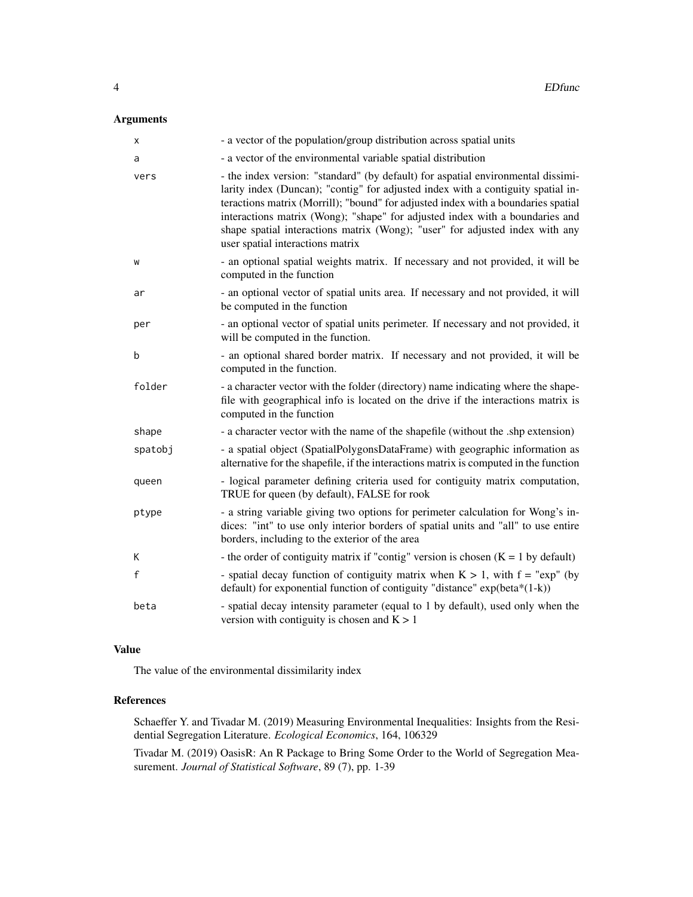## Arguments

| | |
|---|---|
| `x` | - a vector of the population/group distribution across spatial units |
| `a` | - a vector of the environmental variable spatial distribution |
| `vers` | - the index version: "standard" (by default) for aspatial environmental dissimilarity index (Duncan); "contig" for adjusted index with a contiguity spatial interactions matrix (Morrill); "bound" for adjusted index with a boundaries spatial interactions matrix (Wong); "shape" for adjusted index with a boundaries and shape spatial interactions matrix (Wong); "user" for adjusted index with any user spatial interactions matrix |
| `w` | - an optional spatial weights matrix. If necessary and not provided, it will be computed in the function |
| `ar` | - an optional vector of spatial units area. If necessary and not provided, it will be computed in the function |
| `per` | - an optional vector of spatial units perimeter. If necessary and not provided, it will be computed in the function. |
| `b` | - an optional shared border matrix. If necessary and not provided, it will be computed in the function. |
| `folder` | - a character vector with the folder (directory) name indicating where the shapefile with geographical info is located on the drive if the interactions matrix is computed in the function |
| `shape` | - a character vector with the name of the shapefile (without the .shp extension) |
| `spatobj` | - a spatial object (SpatialPolygonsDataFrame) with geographic information as alternative for the shapefile, if the interactions matrix is computed in the function |
| `queen` | - logical parameter defining criteria used for contiguity matrix computation, TRUE for queen (by default), FALSE for rook |
| `ptype` | - a string variable giving two options for perimeter calculation for Wong's indices: "int" to use only interior borders of spatial units and "all" to use entire borders, including to the exterior of the area |
| `K` | - the order of contiguity matrix if "contig" version is chosen (K = 1 by default) |
| `f` | - spatial decay function of contiguity matrix when K > 1, with f = "exp" (by default) for exponential function of contiguity "distance" exp(beta*(1-k)) |
| `beta` | - spatial decay intensity parameter (equal to 1 by default), used only when the version with contiguity is chosen and K > 1 |

## Value

The value of the environmental dissimilarity index

## References

Schaeffer Y. and Tivadar M. (2019) Measuring Environmental Inequalities: Insights from the Residential Segregation Literature. *Ecological Economics*, 164, 106329

Tivadar M. (2019) OasisR: An R Package to Bring Some Order to the World of Segregation Measurement. *Journal of Statistical Software*, 89 (7), pp. 1-39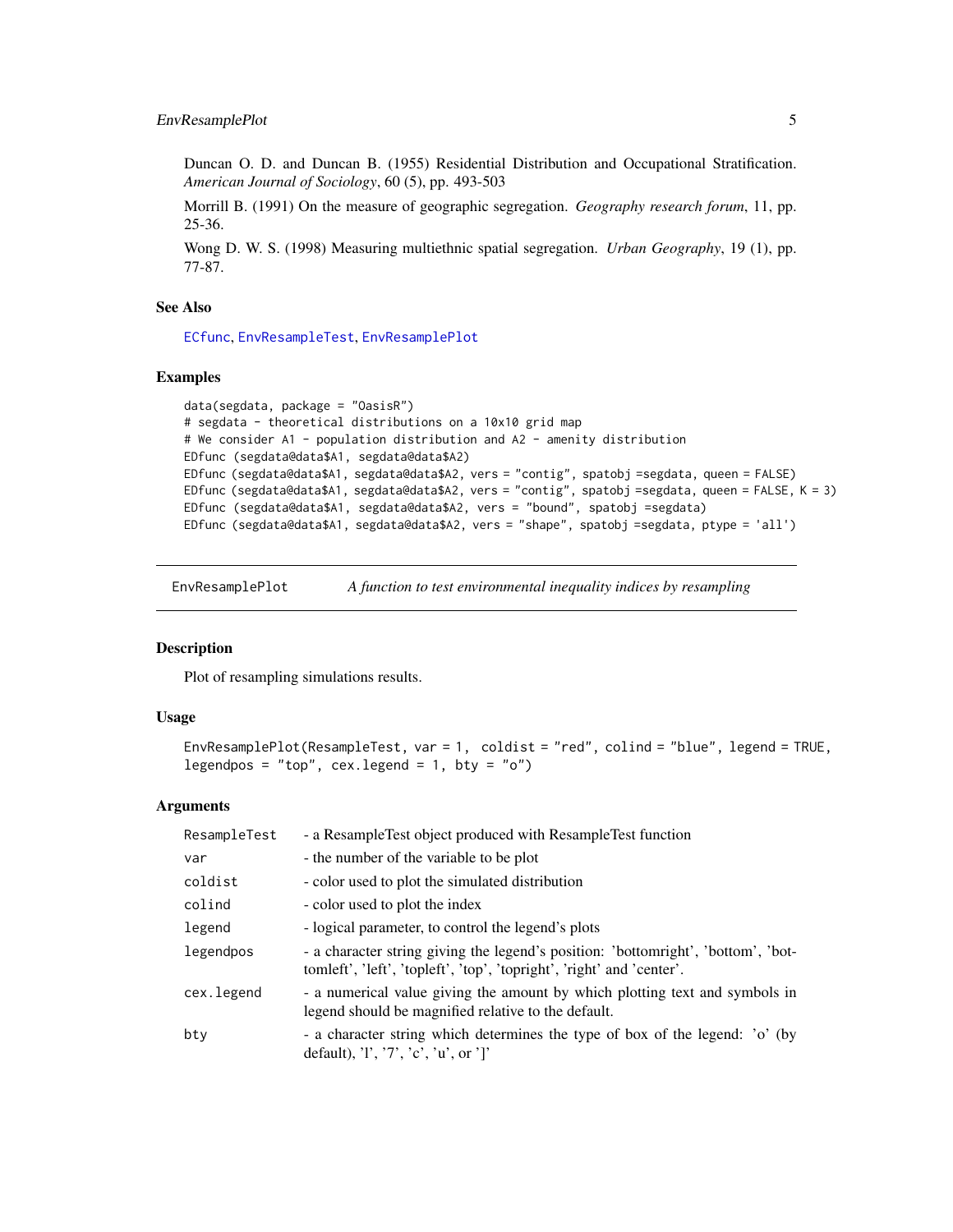Duncan O. D. and Duncan B. (1955) Residential Distribution and Occupational Stratification. *American Journal of Sociology*, 60 (5), pp. 493-503

Morrill B. (1991) On the measure of geographic segregation. *Geography research forum*, 11, pp. 25-36.

Wong D. W. S. (1998) Measuring multiethnic spatial segregation. *Urban Geography*, 19 (1), pp. 77-87.

### See Also

ECfunc, EnvResampleTest, EnvResamplePlot

### Examples

```
data(segdata, package = "OasisR")
# segdata - theoretical distributions on a 10x10 grid map
# We consider A1 - population distribution and A2 - amenity distribution
EDfunc (segdata@data$A1, segdata@data$A2)
EDfunc (segdata@data$A1, segdata@data$A2, vers = "contig", spatobj =segdata, queen = FALSE)
EDfunc (segdata@data$A1, segdata@data$A2, vers = "contig", spatobj =segdata, queen = FALSE, K = 3)
EDfunc (segdata@data$A1, segdata@data$A2, vers = "bound", spatobj =segdata)
EDfunc (segdata@data$A1, segdata@data$A2, vers = "shape", spatobj =segdata, ptype = 'all')
```

---

## EnvResamplePlot — *A function to test environmental inequality indices by resampling*

### Description

Plot of resampling simulations results.

### Usage

```
EnvResamplePlot(ResampleTest, var = 1,  coldist = "red", colind = "blue", legend = TRUE,
legendpos = "top", cex.legend = 1, bty = "o")
```

### Arguments

| Argument | Description |
|---|---|
| `ResampleTest` | - a ResampleTest object produced with ResampleTest function |
| `var` | - the number of the variable to be plot |
| `coldist` | - color used to plot the simulated distribution |
| `colind` | - color used to plot the index |
| `legend` | - logical parameter, to control the legend's plots |
| `legendpos` | - a character string giving the legend's position: 'bottomright', 'bottom', 'bottomleft', 'left', 'topleft', 'top', 'topright', 'right' and 'center'. |
| `cex.legend` | - a numerical value giving the amount by which plotting text and symbols in legend should be magnified relative to the default. |
| `bty` | - a character string which determines the type of box of the legend: 'o' (by default), 'l', '7', 'c', 'u', or ']' |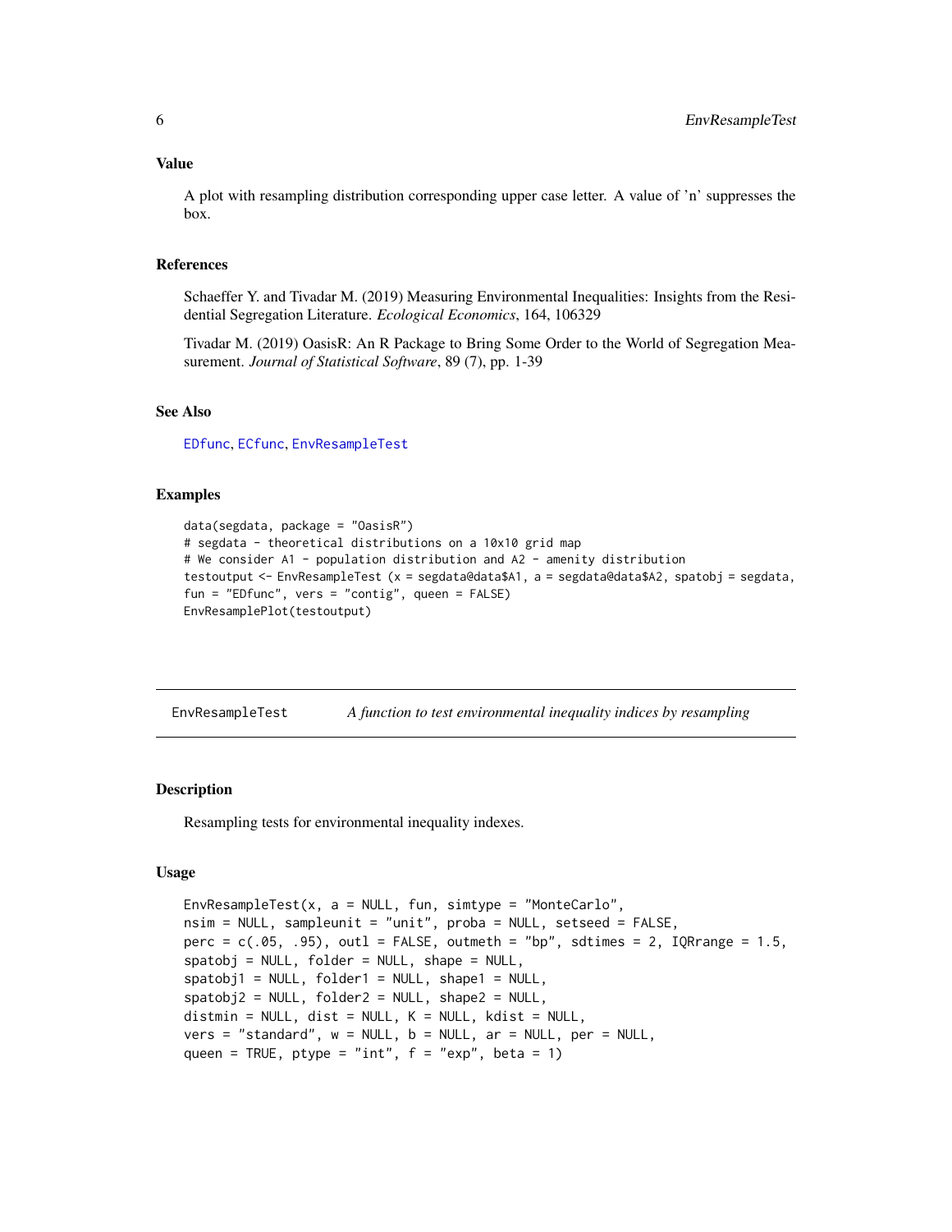### Value

A plot with resampling distribution corresponding upper case letter. A value of 'n' suppresses the box.

### References

Schaeffer Y. and Tivadar M. (2019) Measuring Environmental Inequalities: Insights from the Residential Segregation Literature. *Ecological Economics*, 164, 106329

Tivadar M. (2019) OasisR: An R Package to Bring Some Order to the World of Segregation Measurement. *Journal of Statistical Software*, 89 (7), pp. 1-39

### See Also

`EDfunc`, `ECfunc`, `EnvResampleTest`

### Examples

```
data(segdata, package = "OasisR")
# segdata - theoretical distributions on a 10x10 grid map
# We consider A1 - population distribution and A2 - amenity distribution
testoutput <- EnvResampleTest (x = segdata@data$A1, a = segdata@data$A2, spatobj = segdata,
fun = "EDfunc", vers = "contig", queen = FALSE)
EnvResamplePlot(testoutput)
```

---

## EnvResampleTest — *A function to test environmental inequality indices by resampling*

### Description

Resampling tests for environmental inequality indexes.

### Usage

```
EnvResampleTest(x, a = NULL, fun, simtype = "MonteCarlo",
nsim = NULL, sampleunit = "unit", proba = NULL, setseed = FALSE,
perc = c(.05, .95), outl = FALSE, outmeth = "bp", sdtimes = 2, IQRrange = 1.5,
spatobj = NULL, folder = NULL, shape = NULL,
spatobj1 = NULL, folder1 = NULL, shape1 = NULL,
spatobj2 = NULL, folder2 = NULL, shape2 = NULL,
distmin = NULL, dist = NULL, K = NULL, kdist = NULL,
vers = "standard", w = NULL, b = NULL, ar = NULL, per = NULL,
queen = TRUE, ptype = "int", f = "exp", beta = 1)
```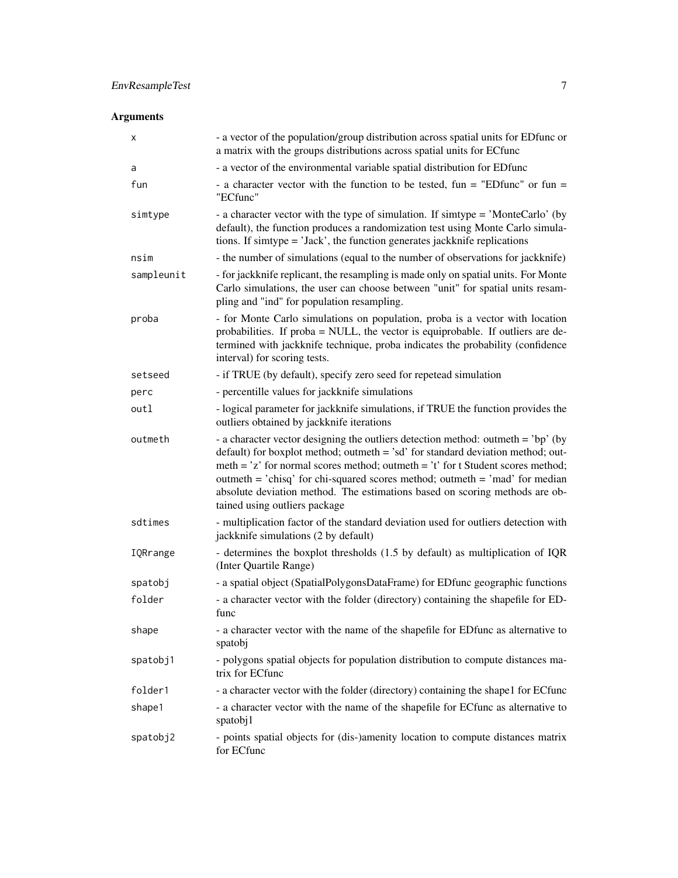## Arguments

| | |
|---|---|
| `x` | - a vector of the population/group distribution across spatial units for EDfunc or a matrix with the groups distributions across spatial units for ECfunc |
| `a` | - a vector of the environmental variable spatial distribution for EDfunc |
| `fun` | - a character vector with the function to be tested, fun = "EDfunc" or fun = "ECfunc" |
| `simtype` | - a character vector with the type of simulation. If simtype = 'MonteCarlo' (by default), the function produces a randomization test using Monte Carlo simulations. If simtype = 'Jack', the function generates jackknife replications |
| `nsim` | - the number of simulations (equal to the number of observations for jackknife) |
| `sampleunit` | - for jackknife replicant, the resampling is made only on spatial units. For Monte Carlo simulations, the user can choose between "unit" for spatial units resampling and "ind" for population resampling. |
| `proba` | - for Monte Carlo simulations on population, proba is a vector with location probabilities. If proba = NULL, the vector is equiprobable. If outliers are determined with jackknife technique, proba indicates the probability (confidence interval) for scoring tests. |
| `setseed` | - if TRUE (by default), specify zero seed for repetead simulation |
| `perc` | - percentille values for jackknife simulations |
| `outl` | - logical parameter for jackknife simulations, if TRUE the function provides the outliers obtained by jackknife iterations |
| `outmeth` | - a character vector designing the outliers detection method: outmeth = 'bp' (by default) for boxplot method; outmeth = 'sd' for standard deviation method; outmeth = 'z' for normal scores method; outmeth = 't' for t Student scores method; outmeth = 'chisq' for chi-squared scores method; outmeth = 'mad' for median absolute deviation method. The estimations based on scoring methods are obtained using outliers package |
| `sdtimes` | - multiplication factor of the standard deviation used for outliers detection with jackknife simulations (2 by default) |
| `IQRrange` | - determines the boxplot thresholds (1.5 by default) as multiplication of IQR (Inter Quartile Range) |
| `spatobj` | - a spatial object (SpatialPolygonsDataFrame) for EDfunc geographic functions |
| `folder` | - a character vector with the folder (directory) containing the shapefile for EDfunc |
| `shape` | - a character vector with the name of the shapefile for EDfunc as alternative to spatobj |
| `spatobj1` | - polygons spatial objects for population distribution to compute distances matrix for ECfunc |
| `folder1` | - a character vector with the folder (directory) containing the shape1 for ECfunc |
| `shape1` | - a character vector with the name of the shapefile for ECfunc as alternative to spatobj1 |
| `spatobj2` | - points spatial objects for (dis-)amenity location to compute distances matrix for ECfunc |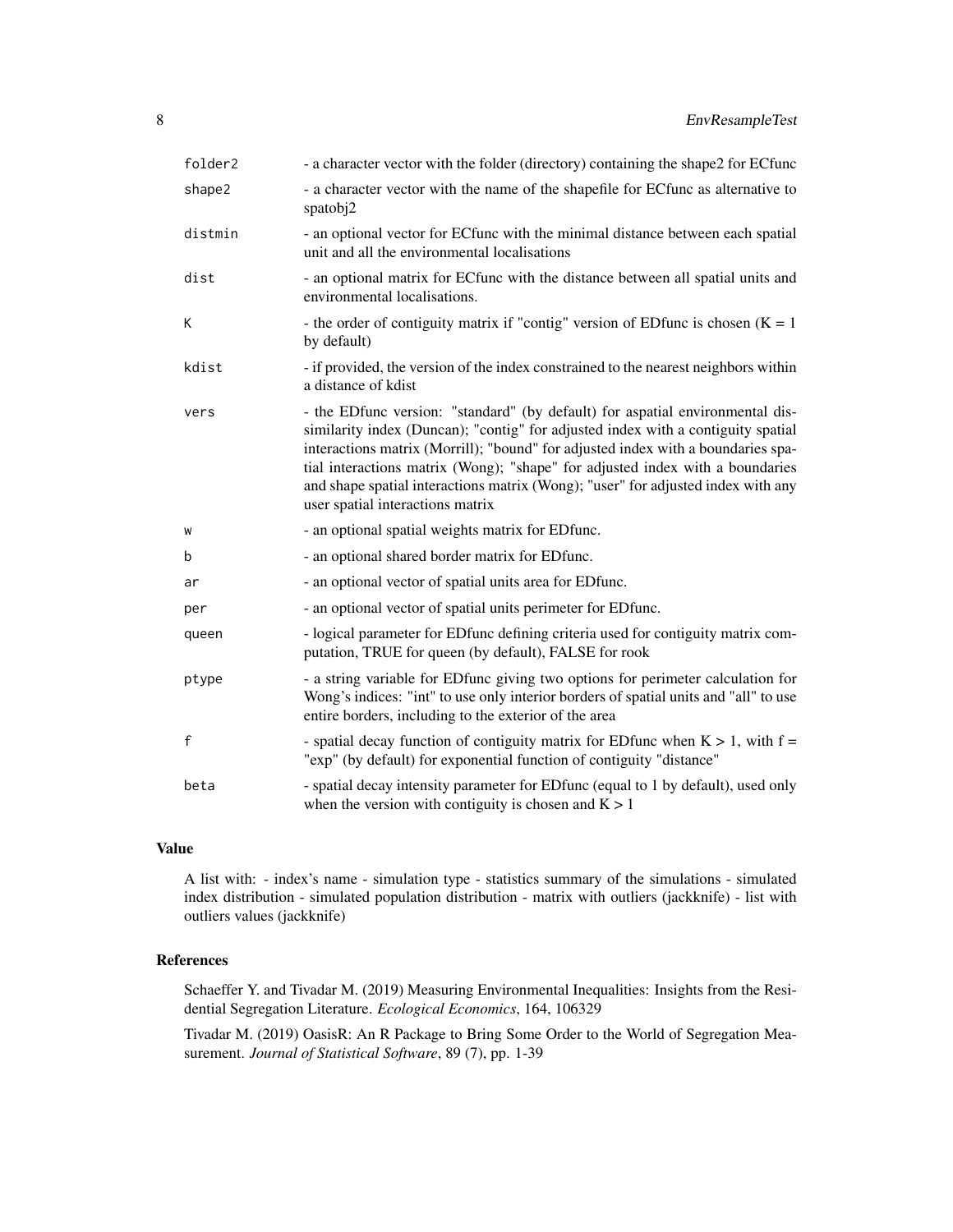| | |
|---|---|
| `folder2` | - a character vector with the folder (directory) containing the shape2 for ECfunc |
| `shape2` | - a character vector with the name of the shapefile for ECfunc as alternative to spatobj2 |
| `distmin` | - an optional vector for ECfunc with the minimal distance between each spatial unit and all the environmental localisations |
| `dist` | - an optional matrix for ECfunc with the distance between all spatial units and environmental localisations. |
| `K` | - the order of contiguity matrix if "contig" version of EDfunc is chosen (K = 1 by default) |
| `kdist` | - if provided, the version of the index constrained to the nearest neighbors within a distance of kdist |
| `vers` | - the EDfunc version: "standard" (by default) for aspatial environmental dissimilarity index (Duncan); "contig" for adjusted index with a contiguity spatial interactions matrix (Morrill); "bound" for adjusted index with a boundaries spatial interactions matrix (Wong); "shape" for adjusted index with a boundaries and shape spatial interactions matrix (Wong); "user" for adjusted index with any user spatial interactions matrix |
| `w` | - an optional spatial weights matrix for EDfunc. |
| `b` | - an optional shared border matrix for EDfunc. |
| `ar` | - an optional vector of spatial units area for EDfunc. |
| `per` | - an optional vector of spatial units perimeter for EDfunc. |
| `queen` | - logical parameter for EDfunc defining criteria used for contiguity matrix computation, TRUE for queen (by default), FALSE for rook |
| `ptype` | - a string variable for EDfunc giving two options for perimeter calculation for Wong's indices: "int" to use only interior borders of spatial units and "all" to use entire borders, including to the exterior of the area |
| `f` | - spatial decay function of contiguity matrix for EDfunc when K > 1, with f = "exp" (by default) for exponential function of contiguity "distance" |
| `beta` | - spatial decay intensity parameter for EDfunc (equal to 1 by default), used only when the version with contiguity is chosen and K > 1 |

## Value

A list with: - index's name - simulation type - statistics summary of the simulations - simulated index distribution - simulated population distribution - matrix with outliers (jackknife) - list with outliers values (jackknife)

## References

Schaeffer Y. and Tivadar M. (2019) Measuring Environmental Inequalities: Insights from the Residential Segregation Literature. *Ecological Economics*, 164, 106329

Tivadar M. (2019) OasisR: An R Package to Bring Some Order to the World of Segregation Measurement. *Journal of Statistical Software*, 89 (7), pp. 1-39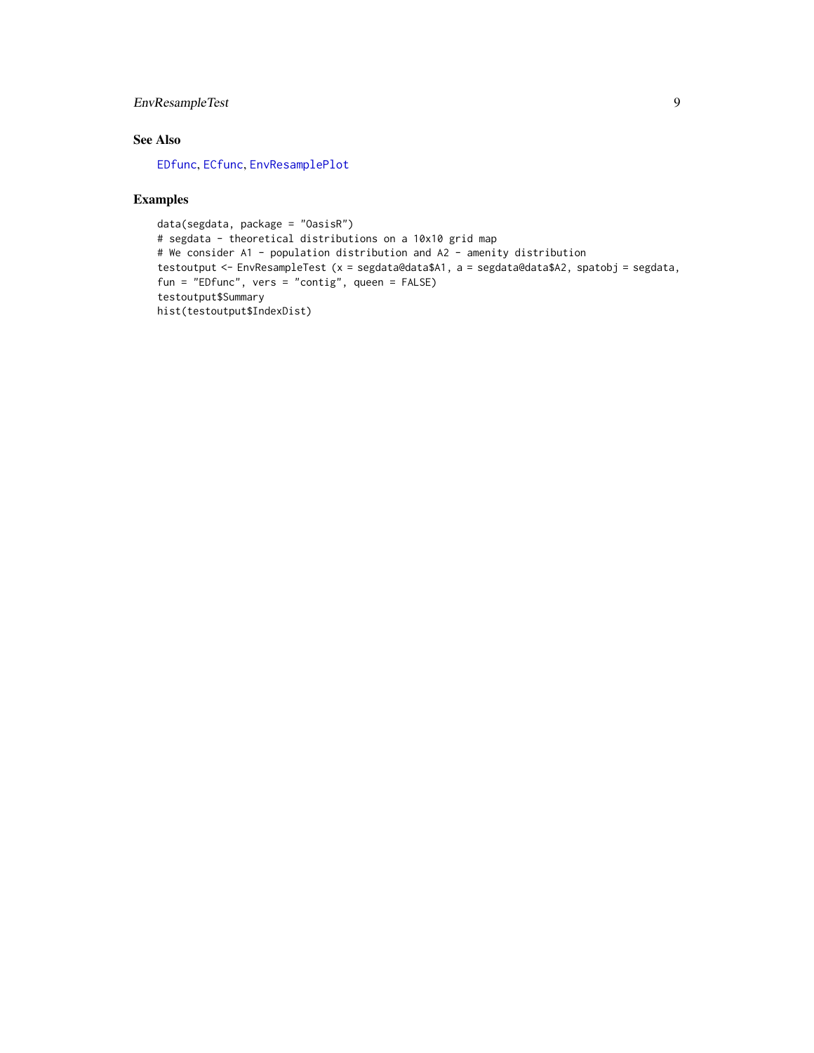## See Also

EDfunc, ECfunc, EnvResamplePlot

## Examples

```
data(segdata, package = "OasisR")
# segdata - theoretical distributions on a 10x10 grid map
# We consider A1 - population distribution and A2 - amenity distribution
testoutput <- EnvResampleTest (x = segdata@data$A1, a = segdata@data$A2, spatobj = segdata,
fun = "EDfunc", vers = "contig", queen = FALSE)
testoutput$Summary
hist(testoutput$IndexDist)
```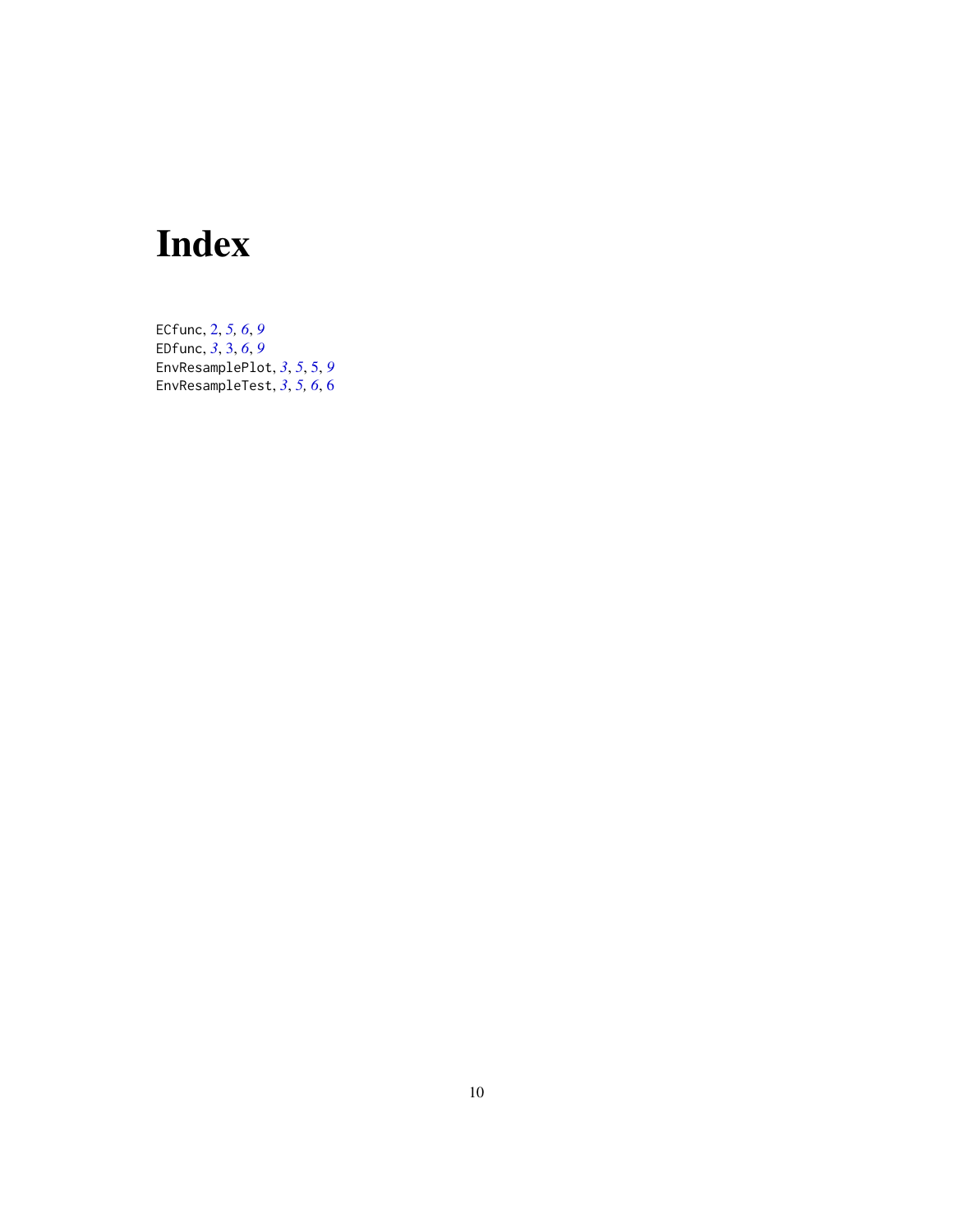# Index

ECfunc, 2, *5, 6*, *9*
EDfunc, *3*, 3, *6*, *9*
EnvResamplePlot, *3*, *5*, 5, *9*
EnvResampleTest, *3*, *5, 6*, 6